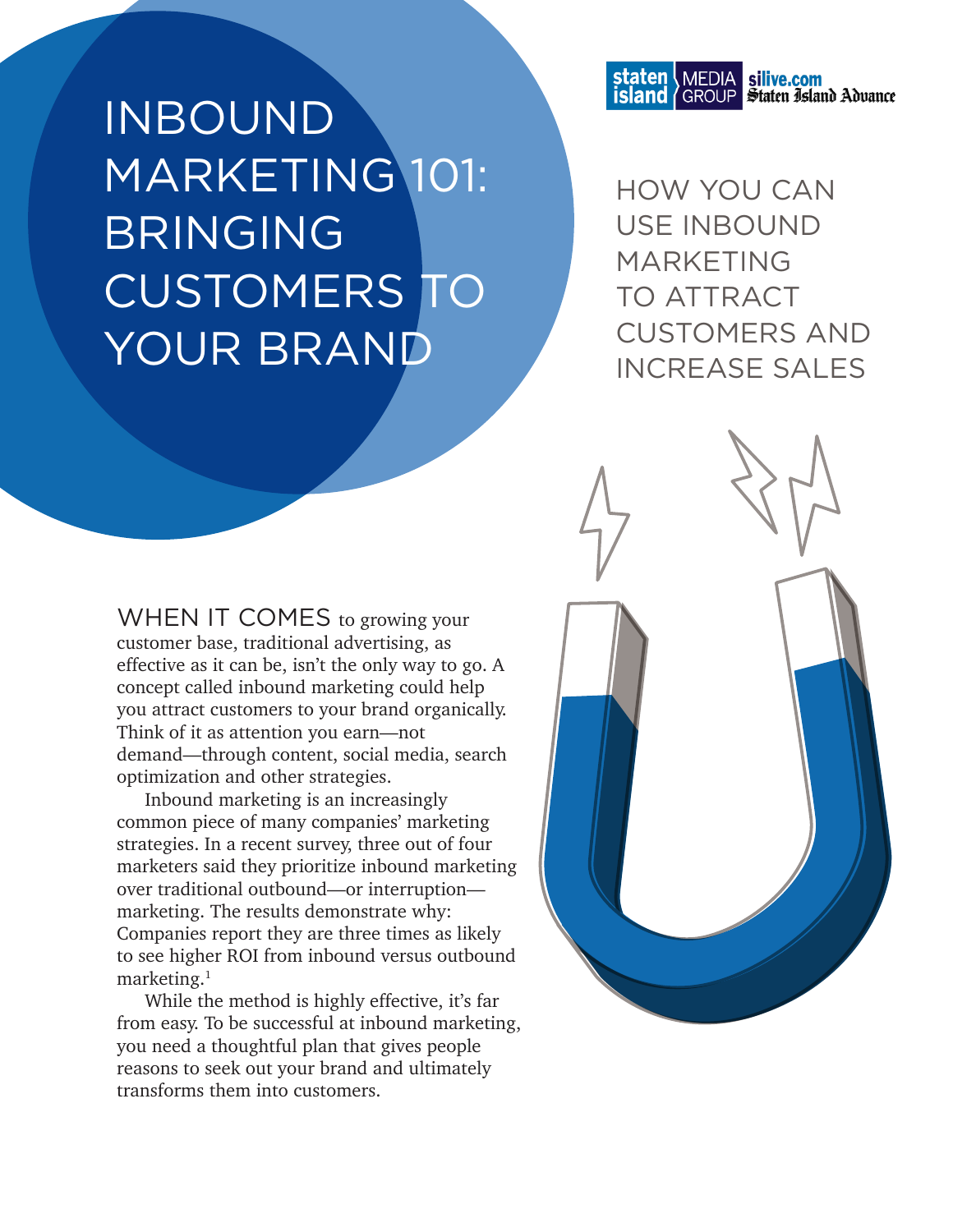# INBOUND MARKETING 101: BRINGING CUSTOMERS TO YOUR BRAND

staten island MEDIA GROUP silive.com Staten Island Advance

## HOW YOU CAN USE INBOUND MARKETING TO ATTRACT CUSTOMERS AND INCREASE SALES

WHEN IT COMES to growing your customer base, traditional advertising, as effective as it can be, isn't the only way to go. A concept called inbound marketing could help you attract customers to your brand organically. Think of it as attention you earn—not demand—through content, social media, search optimization and other strategies.

Inbound marketing is an increasingly common piece of many companies' marketing strategies. In a recent survey, three out of four marketers said they prioritize inbound marketing over traditional outbound—or interruption—marketing. The results demonstrate why: Companies report they are three times as likely to see higher ROI from inbound versus outbound marketing.[1]

While the method is highly effective, it's far from easy. To be successful at inbound marketing, you need a thoughtful plan that gives people reasons to seek out your brand and ultimately transforms them into customers.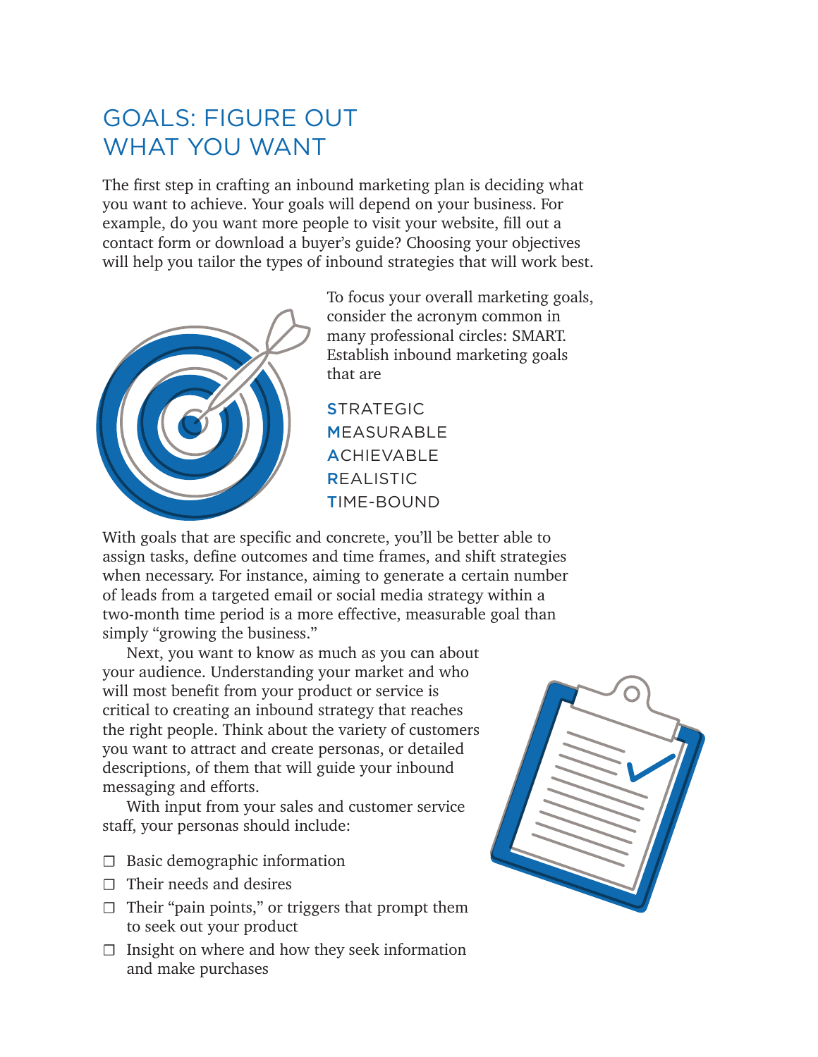## GOALS: FIGURE OUT WHAT YOU WANT

The first step in crafting an inbound marketing plan is deciding what you want to achieve. Your goals will depend on your business. For example, do you want more people to visit your website, fill out a contact form or download a buyer's guide? Choosing your objectives will help you tailor the types of inbound strategies that will work best.

To focus your overall marketing goals, consider the acronym common in many professional circles: SMART. Establish inbound marketing goals that are

**S**TRATEGIC
**M**EASURABLE
**A**CHIEVABLE
**R**EALISTIC
**T**IME-BOUND

With goals that are specific and concrete, you'll be better able to assign tasks, define outcomes and time frames, and shift strategies when necessary. For instance, aiming to generate a certain number of leads from a targeted email or social media strategy within a two-month time period is a more effective, measurable goal than simply "growing the business."

Next, you want to know as much as you can about your audience. Understanding your market and who will most benefit from your product or service is critical to creating an inbound strategy that reaches the right people. Think about the variety of customers you want to attract and create personas, or detailed descriptions, of them that will guide your inbound messaging and efforts.

With input from your sales and customer service staff, your personas should include:

- ❑ Basic demographic information
- ❑ Their needs and desires
- ❑ Their "pain points," or triggers that prompt them to seek out your product
- ❑ Insight on where and how they seek information and make purchases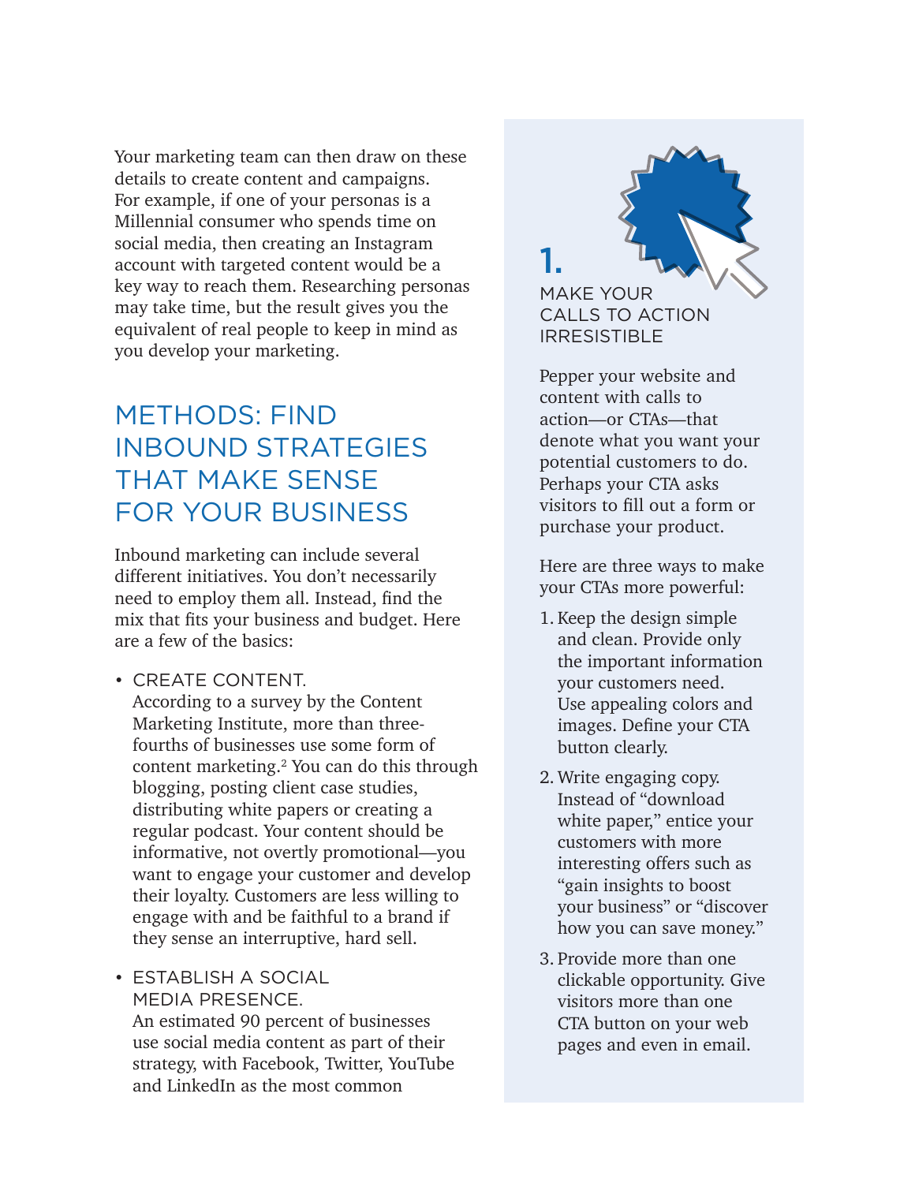Your marketing team can then draw on these details to create content and campaigns. For example, if one of your personas is a Millennial consumer who spends time on social media, then creating an Instagram account with targeted content would be a key way to reach them. Researching personas may take time, but the result gives you the equivalent of real people to keep in mind as you develop your marketing.

## METHODS: FIND INBOUND STRATEGIES THAT MAKE SENSE FOR YOUR BUSINESS

Inbound marketing can include several different initiatives. You don't necessarily need to employ them all. Instead, find the mix that fits your business and budget. Here are a few of the basics:

- CREATE CONTENT.
  According to a survey by the Content Marketing Institute, more than three-fourths of businesses use some form of content marketing.[2] You can do this through blogging, posting client case studies, distributing white papers or creating a regular podcast. Your content should be informative, not overtly promotional—you want to engage your customer and develop their loyalty. Customers are less willing to engage with and be faithful to a brand if they sense an interruptive, hard sell.

- ESTABLISH A SOCIAL MEDIA PRESENCE.
  An estimated 90 percent of businesses use social media content as part of their strategy, with Facebook, Twitter, YouTube and LinkedIn as the most common

### 1. MAKE YOUR CALLS TO ACTION IRRESISTIBLE

Pepper your website and content with calls to action—or CTAs—that denote what you want your potential customers to do. Perhaps your CTA asks visitors to fill out a form or purchase your product.

Here are three ways to make your CTAs more powerful:

1. Keep the design simple and clean. Provide only the important information your customers need. Use appealing colors and images. Define your CTA button clearly.
2. Write engaging copy. Instead of "download white paper," entice your customers with more interesting offers such as "gain insights to boost your business" or "discover how you can save money."
3. Provide more than one clickable opportunity. Give visitors more than one CTA button on your web pages and even in email.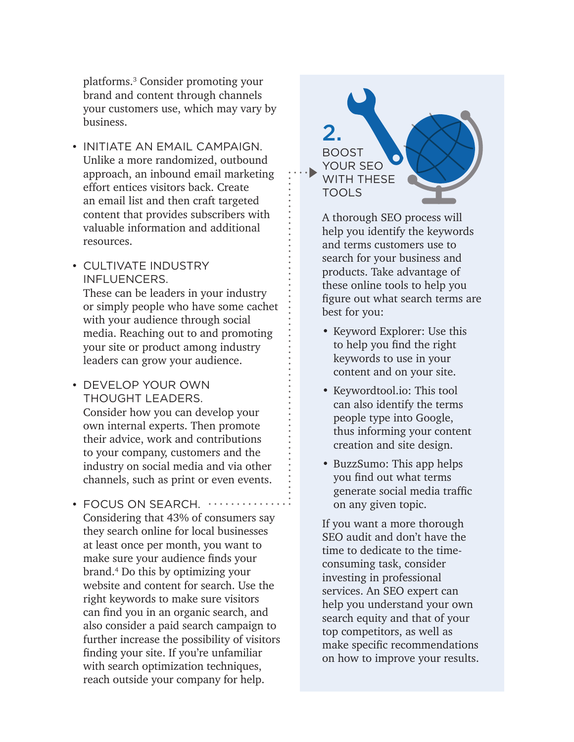platforms.[3] Consider promoting your brand and content through channels your customers use, which may vary by business.

- INITIATE AN EMAIL CAMPAIGN.
  Unlike a more randomized, outbound approach, an inbound email marketing effort entices visitors back. Create an email list and then craft targeted content that provides subscribers with valuable information and additional resources.

- CULTIVATE INDUSTRY INFLUENCERS.
  These can be leaders in your industry or simply people who have some cachet with your audience through social media. Reaching out to and promoting your site or product among industry leaders can grow your audience.

- DEVELOP YOUR OWN THOUGHT LEADERS.
  Consider how you can develop your own internal experts. Then promote their advice, work and contributions to your company, customers and the industry on social media and via other channels, such as print or even events.

- FOCUS ON SEARCH.
  Considering that 43% of consumers say they search online for local businesses at least once per month, you want to make sure your audience finds your brand.[4] Do this by optimizing your website and content for search. Use the right keywords to make sure visitors can find you in an organic search, and also consider a paid search campaign to further increase the possibility of visitors finding your site. If you're unfamiliar with search optimization techniques, reach outside your company for help.

## 2. BOOST YOUR SEO WITH THESE TOOLS

A thorough SEO process will help you identify the keywords and terms customers use to search for your business and products. Take advantage of these online tools to help you figure out what search terms are best for you:

- Keyword Explorer: Use this to help you find the right keywords to use in your content and on your site.
- Keywordtool.io: This tool can also identify the terms people type into Google, thus informing your content creation and site design.
- BuzzSumo: This app helps you find out what terms generate social media traffic on any given topic.

If you want a more thorough SEO audit and don't have the time to dedicate to the time-consuming task, consider investing in professional services. An SEO expert can help you understand your own search equity and that of your top competitors, as well as make specific recommendations on how to improve your results.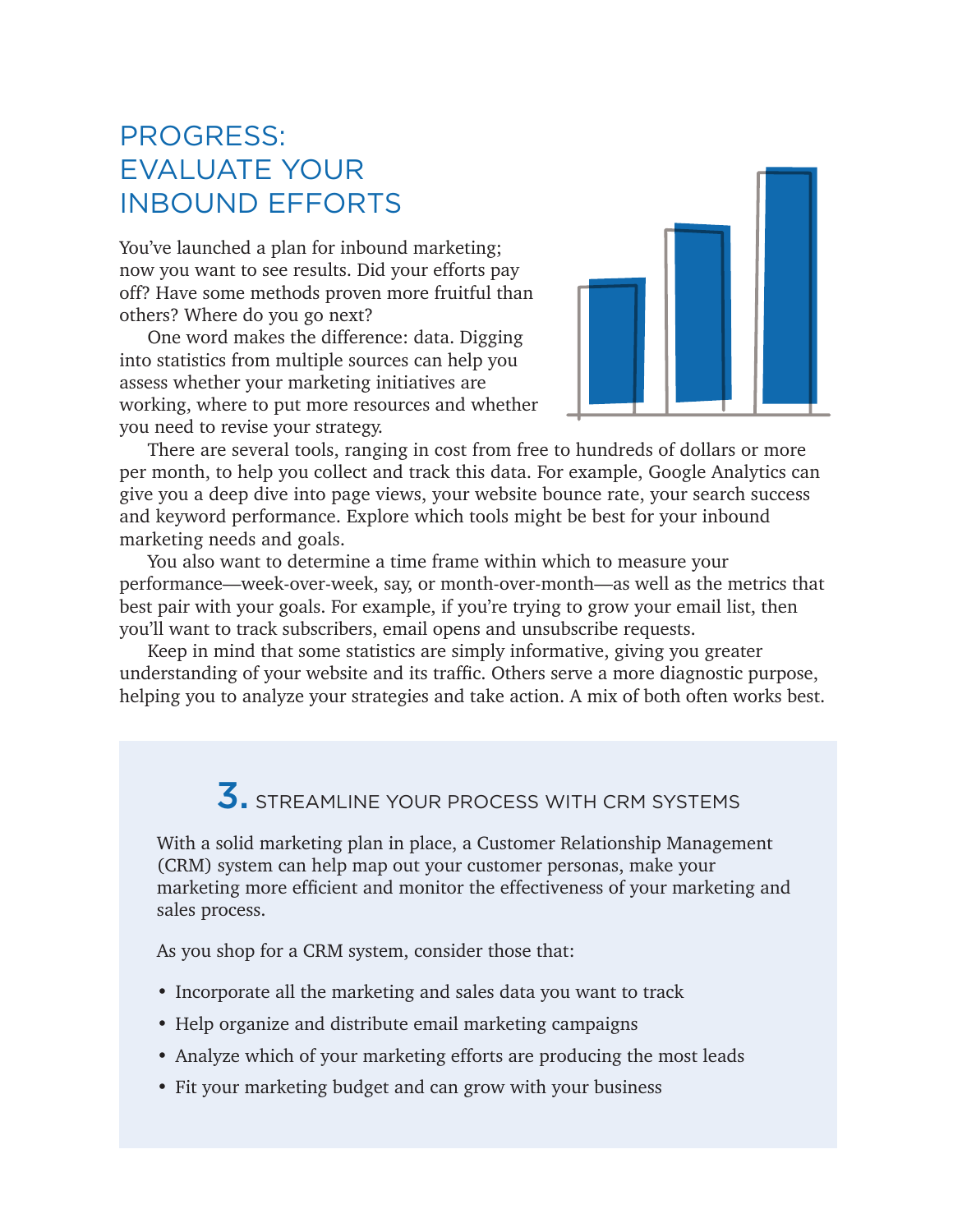# PROGRESS: EVALUATE YOUR INBOUND EFFORTS

You've launched a plan for inbound marketing; now you want to see results. Did your efforts pay off? Have some methods proven more fruitful than others? Where do you go next?

One word makes the difference: data. Digging into statistics from multiple sources can help you assess whether your marketing initiatives are working, where to put more resources and whether you need to revise your strategy.

There are several tools, ranging in cost from free to hundreds of dollars or more per month, to help you collect and track this data. For example, Google Analytics can give you a deep dive into page views, your website bounce rate, your search success and keyword performance. Explore which tools might be best for your inbound marketing needs and goals.

You also want to determine a time frame within which to measure your performance—week-over-week, say, or month-over-month—as well as the metrics that best pair with your goals. For example, if you're trying to grow your email list, then you'll want to track subscribers, email opens and unsubscribe requests.

Keep in mind that some statistics are simply informative, giving you greater understanding of your website and its traffic. Others serve a more diagnostic purpose, helping you to analyze your strategies and take action. A mix of both often works best.

## 3. STREAMLINE YOUR PROCESS WITH CRM SYSTEMS

With a solid marketing plan in place, a Customer Relationship Management (CRM) system can help map out your customer personas, make your marketing more efficient and monitor the effectiveness of your marketing and sales process.

As you shop for a CRM system, consider those that:

- Incorporate all the marketing and sales data you want to track
- Help organize and distribute email marketing campaigns
- Analyze which of your marketing efforts are producing the most leads
- Fit your marketing budget and can grow with your business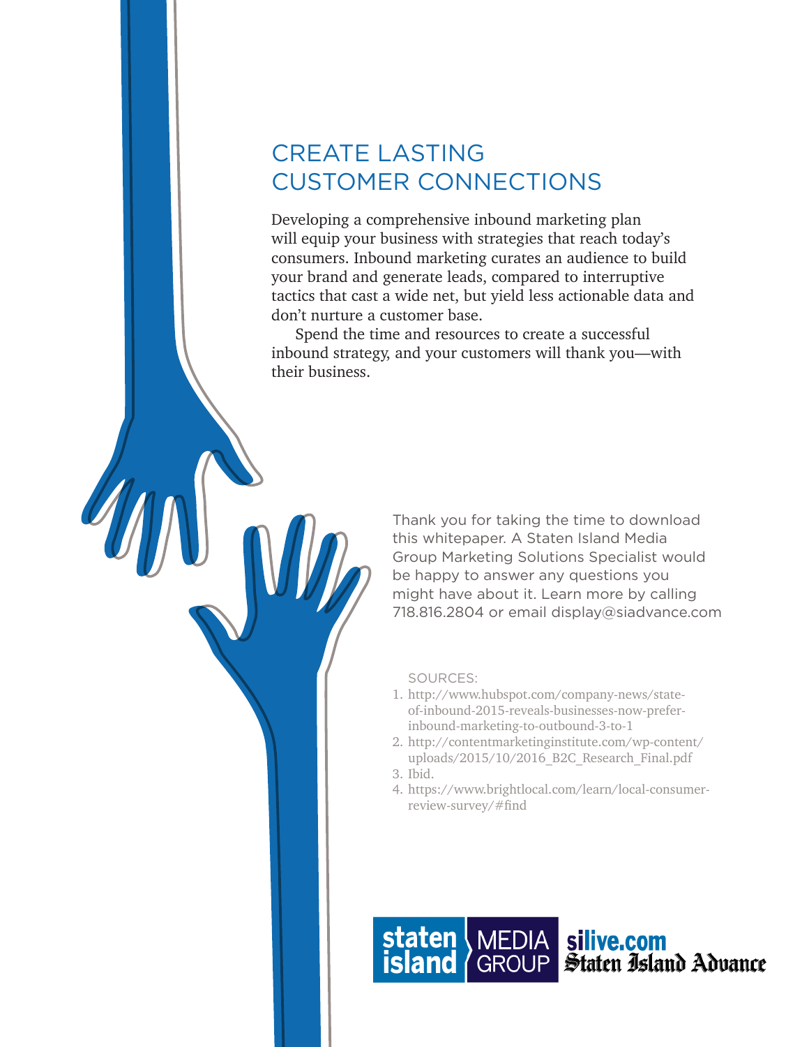## CREATE LASTING CUSTOMER CONNECTIONS

Developing a comprehensive inbound marketing plan will equip your business with strategies that reach today's consumers. Inbound marketing curates an audience to build your brand and generate leads, compared to interruptive tactics that cast a wide net, but yield less actionable data and don't nurture a customer base.

Spend the time and resources to create a successful inbound strategy, and your customers will thank you—with their business.

Thank you for taking the time to download this whitepaper. A Staten Island Media Group Marketing Solutions Specialist would be happy to answer any questions you might have about it. Learn more by calling 718.816.2804 or email display@siadvance.com

SOURCES:

1. http://www.hubspot.com/company-news/state-of-inbound-2015-reveals-businesses-now-prefer-inbound-marketing-to-outbound-3-to-1
2. http://contentmarketinginstitute.com/wp-content/uploads/2015/10/2016_B2C_Research_Final.pdf
3. Ibid.
4. https://www.brightlocal.com/learn/local-consumer-review-survey/#find

staten island MEDIA GROUP silive.com Staten Island Advance